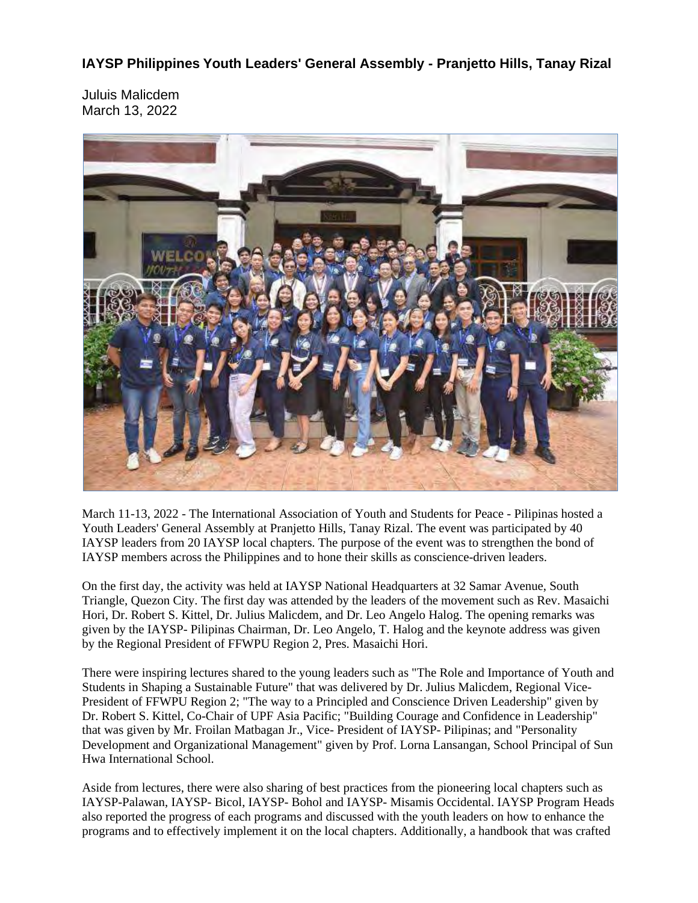**IAYSP Philippines Youth Leaders' General Assembly - Pranjetto Hills, Tanay Rizal**

Juluis Malicdem
March 13, 2022

March 11-13, 2022 - The International Association of Youth and Students for Peace - Pilipinas hosted a Youth Leaders' General Assembly at Pranjetto Hills, Tanay Rizal. The event was participated by 40 IAYSP leaders from 20 IAYSP local chapters. The purpose of the event was to strengthen the bond of IAYSP members across the Philippines and to hone their skills as conscience-driven leaders.

On the first day, the activity was held at IAYSP National Headquarters at 32 Samar Avenue, South Triangle, Quezon City. The first day was attended by the leaders of the movement such as Rev. Masaichi Hori, Dr. Robert S. Kittel, Dr. Julius Malicdem, and Dr. Leo Angelo Halog. The opening remarks was given by the IAYSP- Pilipinas Chairman, Dr. Leo Angelo, T. Halog and the keynote address was given by the Regional President of FFWPU Region 2, Pres. Masaichi Hori.

There were inspiring lectures shared to the young leaders such as "The Role and Importance of Youth and Students in Shaping a Sustainable Future" that was delivered by Dr. Julius Malicdem, Regional Vice-President of FFWPU Region 2; "The way to a Principled and Conscience Driven Leadership" given by Dr. Robert S. Kittel, Co-Chair of UPF Asia Pacific; "Building Courage and Confidence in Leadership" that was given by Mr. Froilan Matbagan Jr., Vice- President of IAYSP- Pilipinas; and "Personality Development and Organizational Management" given by Prof. Lorna Lansangan, School Principal of Sun Hwa International School.

Aside from lectures, there were also sharing of best practices from the pioneering local chapters such as IAYSP-Palawan, IAYSP- Bicol, IAYSP- Bohol and IAYSP- Misamis Occidental. IAYSP Program Heads also reported the progress of each programs and discussed with the youth leaders on how to enhance the programs and to effectively implement it on the local chapters. Additionally, a handbook that was crafted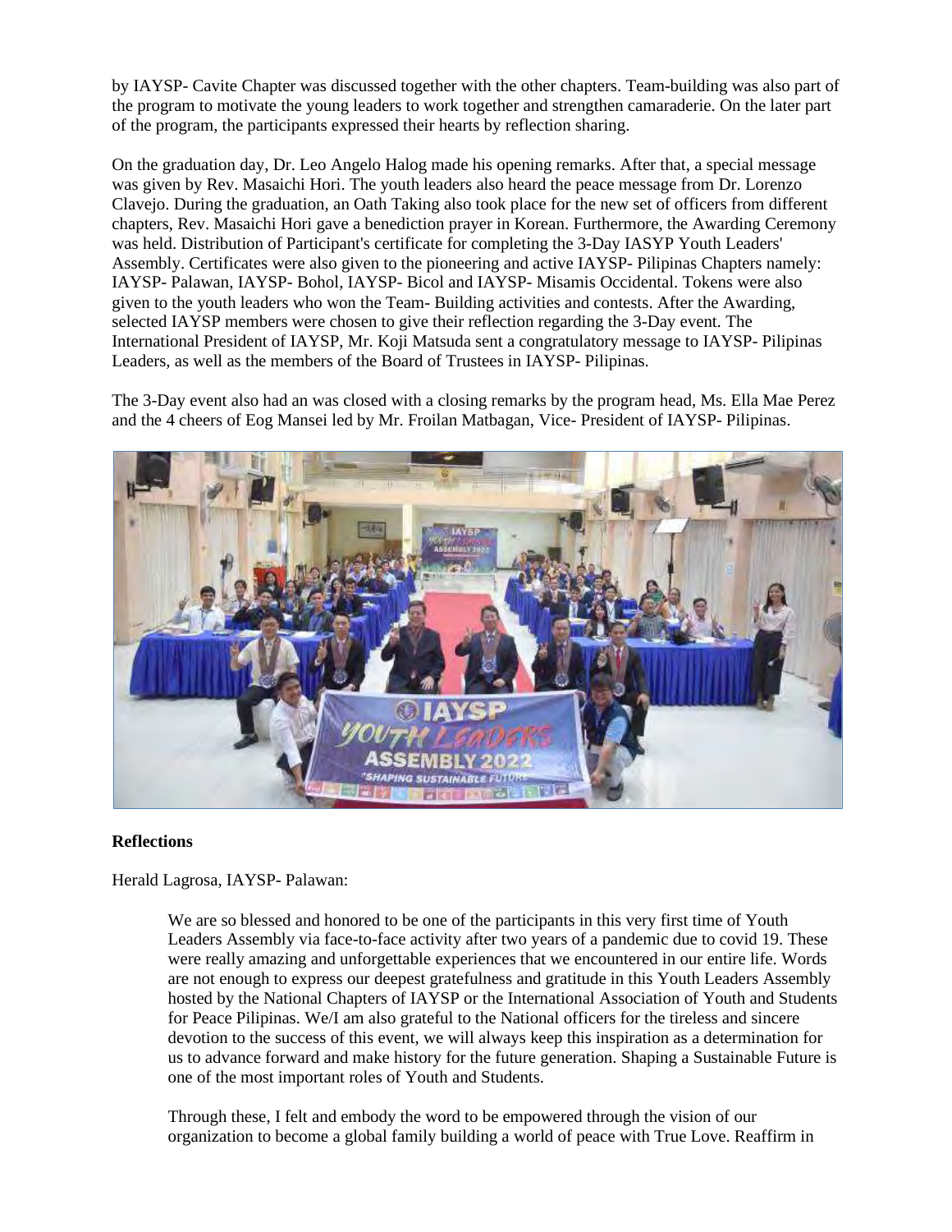by IAYSP- Cavite Chapter was discussed together with the other chapters. Team-building was also part of the program to motivate the young leaders to work together and strengthen camaraderie. On the later part of the program, the participants expressed their hearts by reflection sharing.

On the graduation day, Dr. Leo Angelo Halog made his opening remarks. After that, a special message was given by Rev. Masaichi Hori. The youth leaders also heard the peace message from Dr. Lorenzo Clavejo. During the graduation, an Oath Taking also took place for the new set of officers from different chapters, Rev. Masaichi Hori gave a benediction prayer in Korean. Furthermore, the Awarding Ceremony was held. Distribution of Participant's certificate for completing the 3-Day IASYP Youth Leaders' Assembly. Certificates were also given to the pioneering and active IAYSP- Pilipinas Chapters namely: IAYSP- Palawan, IAYSP- Bohol, IAYSP- Bicol and IAYSP- Misamis Occidental. Tokens were also given to the youth leaders who won the Team- Building activities and contests. After the Awarding, selected IAYSP members were chosen to give their reflection regarding the 3-Day event. The International President of IAYSP, Mr. Koji Matsuda sent a congratulatory message to IAYSP- Pilipinas Leaders, as well as the members of the Board of Trustees in IAYSP- Pilipinas.

The 3-Day event also had an was closed with a closing remarks by the program head, Ms. Ella Mae Perez and the 4 cheers of Eog Mansei led by Mr. Froilan Matbagan, Vice- President of IAYSP- Pilipinas.

**Reflections**

Herald Lagrosa, IAYSP- Palawan:

> We are so blessed and honored to be one of the participants in this very first time of Youth Leaders Assembly via face-to-face activity after two years of a pandemic due to covid 19. These were really amazing and unforgettable experiences that we encountered in our entire life. Words are not enough to express our deepest gratefulness and gratitude in this Youth Leaders Assembly hosted by the National Chapters of IAYSP or the International Association of Youth and Students for Peace Pilipinas. We/I am also grateful to the National officers for the tireless and sincere devotion to the success of this event, we will always keep this inspiration as a determination for us to advance forward and make history for the future generation. Shaping a Sustainable Future is one of the most important roles of Youth and Students.
>
> Through these, I felt and embody the word to be empowered through the vision of our organization to become a global family building a world of peace with True Love. Reaffirm in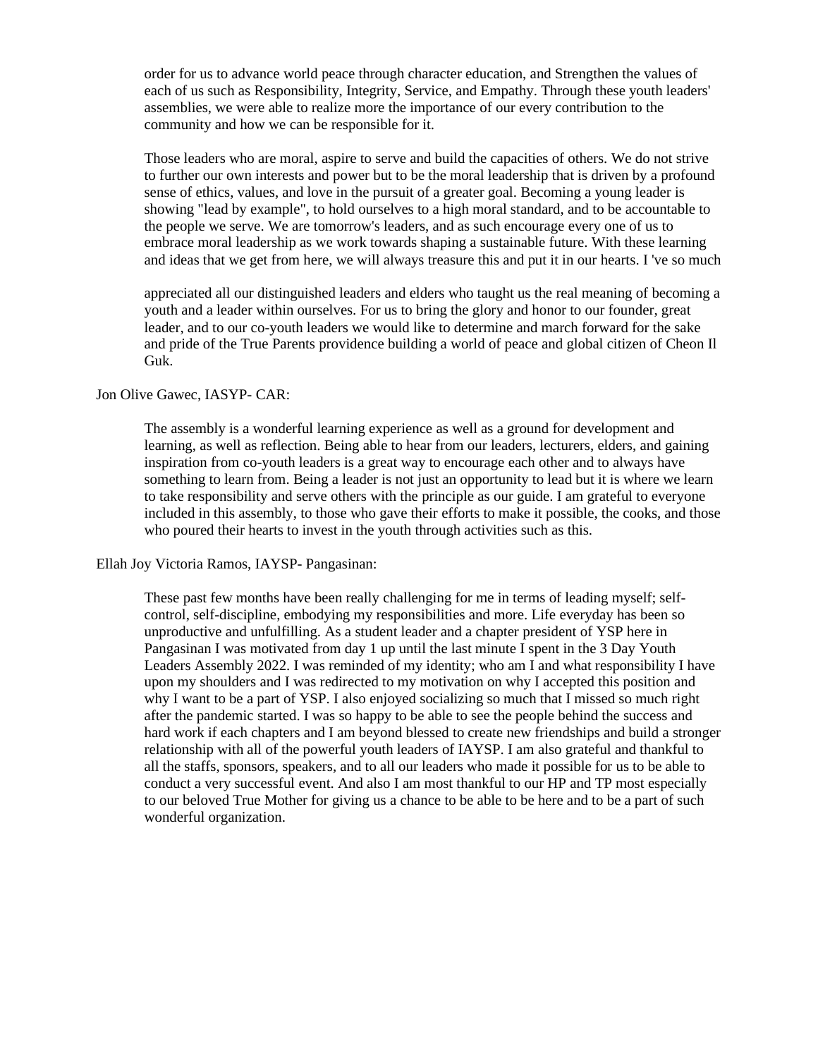order for us to advance world peace through character education, and Strengthen the values of each of us such as Responsibility, Integrity, Service, and Empathy. Through these youth leaders' assemblies, we were able to realize more the importance of our every contribution to the community and how we can be responsible for it.

Those leaders who are moral, aspire to serve and build the capacities of others. We do not strive to further our own interests and power but to be the moral leadership that is driven by a profound sense of ethics, values, and love in the pursuit of a greater goal. Becoming a young leader is showing "lead by example", to hold ourselves to a high moral standard, and to be accountable to the people we serve. We are tomorrow's leaders, and as such encourage every one of us to embrace moral leadership as we work towards shaping a sustainable future. With these learning and ideas that we get from here, we will always treasure this and put it in our hearts. I 've so much

appreciated all our distinguished leaders and elders who taught us the real meaning of becoming a youth and a leader within ourselves. For us to bring the glory and honor to our founder, great leader, and to our co-youth leaders we would like to determine and march forward for the sake and pride of the True Parents providence building a world of peace and global citizen of Cheon Il Guk.

Jon Olive Gawec, IASYP- CAR:

The assembly is a wonderful learning experience as well as a ground for development and learning, as well as reflection. Being able to hear from our leaders, lecturers, elders, and gaining inspiration from co-youth leaders is a great way to encourage each other and to always have something to learn from. Being a leader is not just an opportunity to lead but it is where we learn to take responsibility and serve others with the principle as our guide. I am grateful to everyone included in this assembly, to those who gave their efforts to make it possible, the cooks, and those who poured their hearts to invest in the youth through activities such as this.

Ellah Joy Victoria Ramos, IAYSP- Pangasinan:

These past few months have been really challenging for me in terms of leading myself; self-control, self-discipline, embodying my responsibilities and more. Life everyday has been so unproductive and unfulfilling. As a student leader and a chapter president of YSP here in Pangasinan I was motivated from day 1 up until the last minute I spent in the 3 Day Youth Leaders Assembly 2022. I was reminded of my identity; who am I and what responsibility I have upon my shoulders and I was redirected to my motivation on why I accepted this position and why I want to be a part of YSP. I also enjoyed socializing so much that I missed so much right after the pandemic started. I was so happy to be able to see the people behind the success and hard work if each chapters and I am beyond blessed to create new friendships and build a stronger relationship with all of the powerful youth leaders of IAYSP. I am also grateful and thankful to all the staffs, sponsors, speakers, and to all our leaders who made it possible for us to be able to conduct a very successful event. And also I am most thankful to our HP and TP most especially to our beloved True Mother for giving us a chance to be able to be here and to be a part of such wonderful organization.